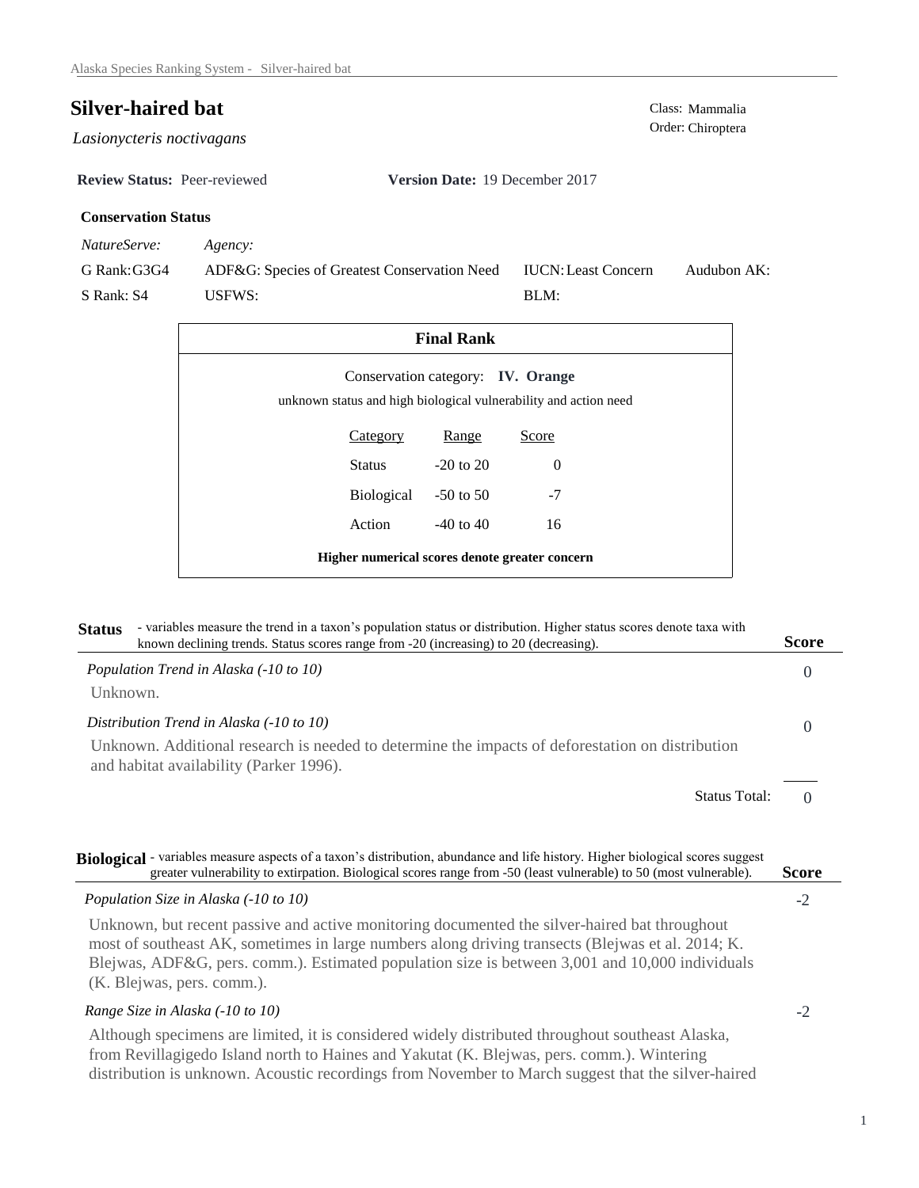# Silver-haired bat

*Lasionycteris noctivagans*

Class: Mammalia
Order: Chiroptera

**Review Status:** Peer-reviewed **Version Date:** 19 December 2017

**Conservation Status**

| *NatureServe:* | *Agency:* | | |
|---|---|---|---|
| G Rank: G3G4 | ADF&G: Species of Greatest Conservation Need | IUCN: Least Concern | Audubon AK: |
| S Rank: S4 | USFWS: | BLM: | |

**Final Rank**

Conservation category: **IV. Orange**

unknown status and high biological vulnerability and action need

| Category | Range | Score |
|---|---|---|
| Status | -20 to 20 | 0 |
| Biological | -50 to 50 | -7 |
| Action | -40 to 40 | 16 |

**Higher numerical scores denote greater concern**

## Status

- variables measure the trend in a taxon's population status or distribution. Higher status scores denote taxa with known declining trends. Status scores range from -20 (increasing) to 20 (decreasing).

**Score**

*Population Trend in Alaska (-10 to 10)* — 0

Unknown.

*Distribution Trend in Alaska (-10 to 10)* — 0

Unknown. Additional research is needed to determine the impacts of deforestation on distribution and habitat availability (Parker 1996).

Status Total: 0

## Biological

- variables measure aspects of a taxon's distribution, abundance and life history. Higher biological scores suggest greater vulnerability to extirpation. Biological scores range from -50 (least vulnerable) to 50 (most vulnerable).

**Score**

*Population Size in Alaska (-10 to 10)* — -2

Unknown, but recent passive and active monitoring documented the silver-haired bat throughout most of southeast AK, sometimes in large numbers along driving transects (Blejwas et al. 2014; K. Blejwas, ADF&G, pers. comm.). Estimated population size is between 3,001 and 10,000 individuals (K. Blejwas, pers. comm.).

*Range Size in Alaska (-10 to 10)* — -2

Although specimens are limited, it is considered widely distributed throughout southeast Alaska, from Revillagigedo Island north to Haines and Yakutat (K. Blejwas, pers. comm.). Wintering distribution is unknown. Acoustic recordings from November to March suggest that the silver-haired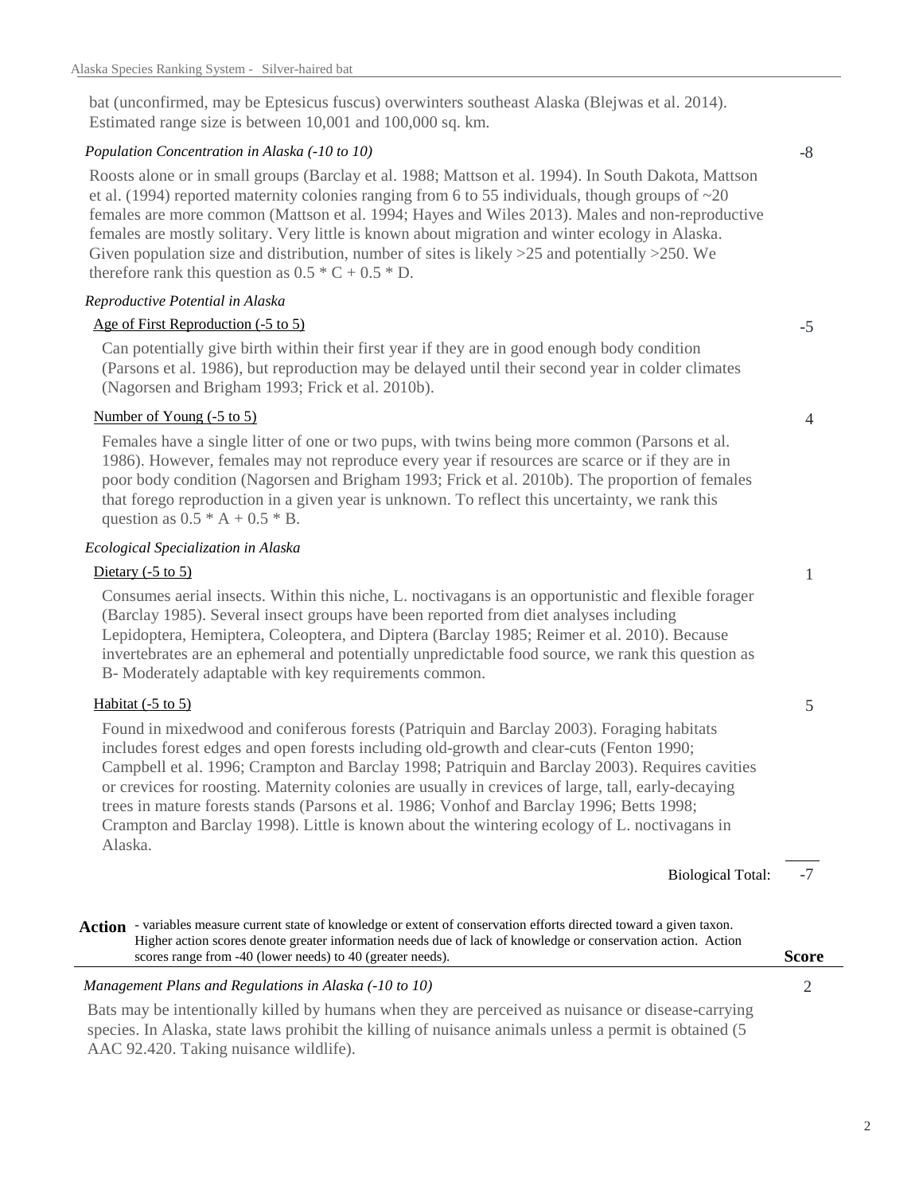bat (unconfirmed, may be Eptesicus fuscus) overwinters southeast Alaska (Blejwas et al. 2014). Estimated range size is between 10,001 and 100,000 sq. km.

*Population Concentration in Alaska (-10 to 10)* -8

Roosts alone or in small groups (Barclay et al. 1988; Mattson et al. 1994). In South Dakota, Mattson et al. (1994) reported maternity colonies ranging from 6 to 55 individuals, though groups of ~20 females are more common (Mattson et al. 1994; Hayes and Wiles 2013). Males and non-reproductive females are mostly solitary. Very little is known about migration and winter ecology in Alaska. Given population size and distribution, number of sites is likely >25 and potentially >250. We therefore rank this question as 0.5 * C + 0.5 * D.

*Reproductive Potential in Alaska*

Age of First Reproduction (-5 to 5) -5

Can potentially give birth within their first year if they are in good enough body condition (Parsons et al. 1986), but reproduction may be delayed until their second year in colder climates (Nagorsen and Brigham 1993; Frick et al. 2010b).

Number of Young (-5 to 5) 4

Females have a single litter of one or two pups, with twins being more common (Parsons et al. 1986). However, females may not reproduce every year if resources are scarce or if they are in poor body condition (Nagorsen and Brigham 1993; Frick et al. 2010b). The proportion of females that forego reproduction in a given year is unknown. To reflect this uncertainty, we rank this question as 0.5 * A + 0.5 * B.

*Ecological Specialization in Alaska*

Dietary (-5 to 5) 1

Consumes aerial insects. Within this niche, L. noctivagans is an opportunistic and flexible forager (Barclay 1985). Several insect groups have been reported from diet analyses including Lepidoptera, Hemiptera, Coleoptera, and Diptera (Barclay 1985; Reimer et al. 2010). Because invertebrates are an ephemeral and potentially unpredictable food source, we rank this question as B- Moderately adaptable with key requirements common.

Habitat (-5 to 5) 5

Found in mixedwood and coniferous forests (Patriquin and Barclay 2003). Foraging habitats includes forest edges and open forests including old-growth and clear-cuts (Fenton 1990; Campbell et al. 1996; Crampton and Barclay 1998; Patriquin and Barclay 2003). Requires cavities or crevices for roosting. Maternity colonies are usually in crevices of large, tall, early-decaying trees in mature forests stands (Parsons et al. 1986; Vonhof and Barclay 1996; Betts 1998; Crampton and Barclay 1998). Little is known about the wintering ecology of L. noctivagans in Alaska.

Biological Total: -7

**Action** - variables measure current state of knowledge or extent of conservation efforts directed toward a given taxon. Higher action scores denote greater information needs due of lack of knowledge or conservation action. Action scores range from -40 (lower needs) to 40 (greater needs). **Score**

*Management Plans and Regulations in Alaska (-10 to 10)* 2

Bats may be intentionally killed by humans when they are perceived as nuisance or disease-carrying species. In Alaska, state laws prohibit the killing of nuisance animals unless a permit is obtained (5 AAC 92.420. Taking nuisance wildlife).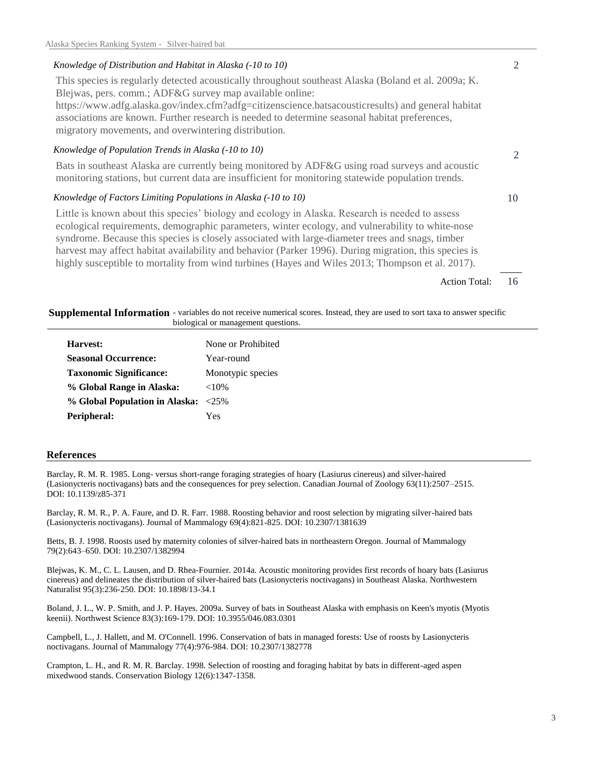*Knowledge of Distribution and Habitat in Alaska (-10 to 10)* 2

This species is regularly detected acoustically throughout southeast Alaska (Boland et al. 2009a; K. Blejwas, pers. comm.; ADF&G survey map available online: https://www.adfg.alaska.gov/index.cfm?adfg=citizenscience.batsacousticresults) and general habitat associations are known. Further research is needed to determine seasonal habitat preferences, migratory movements, and overwintering distribution.

*Knowledge of Population Trends in Alaska (-10 to 10)* 2

Bats in southeast Alaska are currently being monitored by ADF&G using road surveys and acoustic monitoring stations, but current data are insufficient for monitoring statewide population trends.

*Knowledge of Factors Limiting Populations in Alaska (-10 to 10)* 10

Little is known about this species' biology and ecology in Alaska. Research is needed to assess ecological requirements, demographic parameters, winter ecology, and vulnerability to white-nose syndrome. Because this species is closely associated with large-diameter trees and snags, timber harvest may affect habitat availability and behavior (Parker 1996). During migration, this species is highly susceptible to mortality from wind turbines (Hayes and Wiles 2013; Thompson et al. 2017).

Action Total: 16

## Supplemental Information

- variables do not receive numerical scores. Instead, they are used to sort taxa to answer specific biological or management questions.

| | |
|---|---|
| **Harvest:** | None or Prohibited |
| **Seasonal Occurrence:** | Year-round |
| **Taxonomic Significance:** | Monotypic species |
| **% Global Range in Alaska:** | <10% |
| **% Global Population in Alaska:** | <25% |
| **Peripheral:** | Yes |

## References

Barclay, R. M. R. 1985. Long- versus short-range foraging strategies of hoary (Lasiurus cinereus) and silver-haired (Lasionycteris noctivagans) bats and the consequences for prey selection. Canadian Journal of Zoology 63(11):2507–2515. DOI: 10.1139/z85-371

Barclay, R. M. R., P. A. Faure, and D. R. Farr. 1988. Roosting behavior and roost selection by migrating silver-haired bats (Lasionycteris noctivagans). Journal of Mammalogy 69(4):821-825. DOI: 10.2307/1381639

Betts, B. J. 1998. Roosts used by maternity colonies of silver-haired bats in northeastern Oregon. Journal of Mammalogy 79(2):643–650. DOI: 10.2307/1382994

Blejwas, K. M., C. L. Lausen, and D. Rhea-Fournier. 2014a. Acoustic monitoring provides first records of hoary bats (Lasiurus cinereus) and delineates the distribution of silver-haired bats (Lasionycteris noctivagans) in Southeast Alaska. Northwestern Naturalist 95(3):236-250. DOI: 10.1898/13-34.1

Boland, J. L., W. P. Smith, and J. P. Hayes. 2009a. Survey of bats in Southeast Alaska with emphasis on Keen's myotis (Myotis keenii). Northwest Science 83(3):169-179. DOI: 10.3955/046.083.0301

Campbell, L., J. Hallett, and M. O'Connell. 1996. Conservation of bats in managed forests: Use of roosts by Lasionycteris noctivagans. Journal of Mammalogy 77(4):976-984. DOI: 10.2307/1382778

Crampton, L. H., and R. M. R. Barclay. 1998. Selection of roosting and foraging habitat by bats in different-aged aspen mixedwood stands. Conservation Biology 12(6):1347-1358.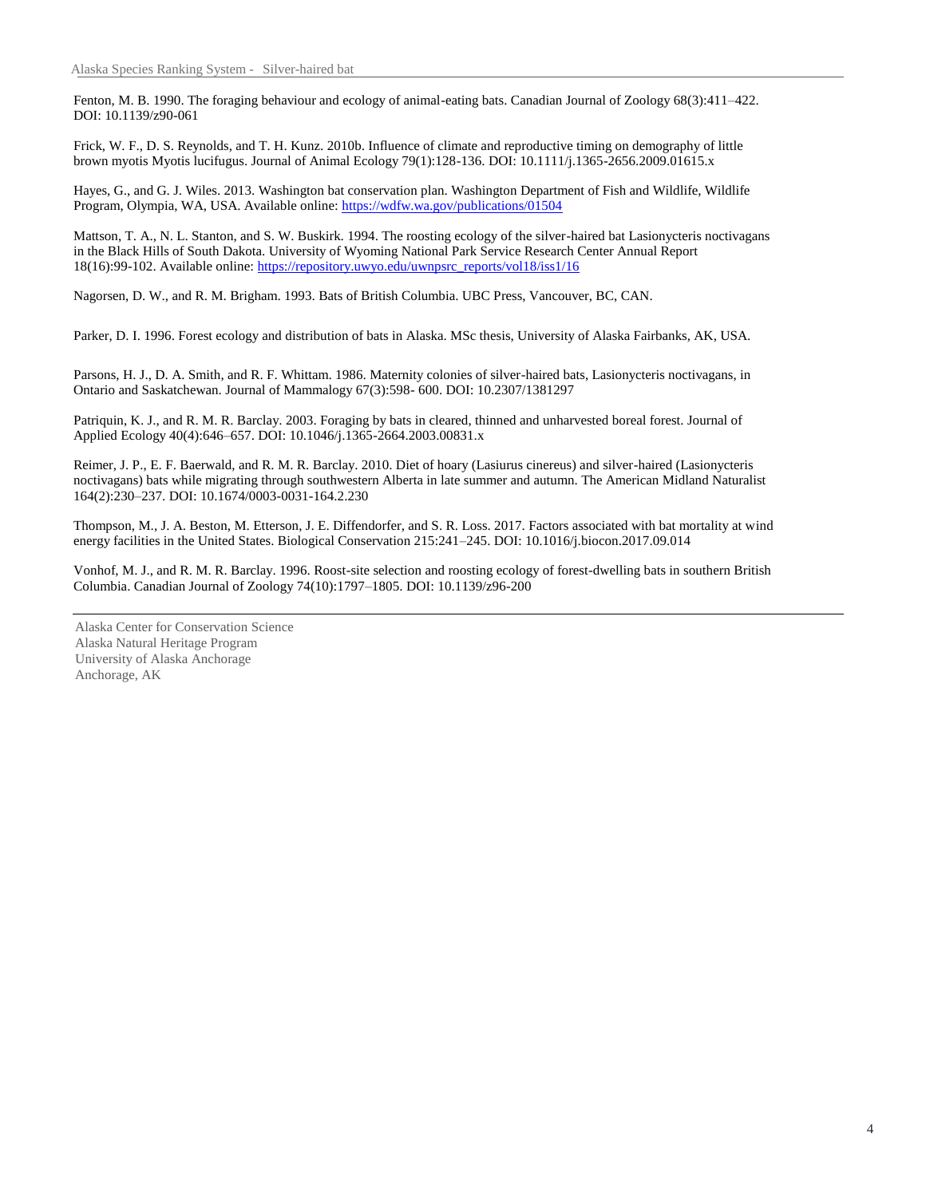Fenton, M. B. 1990. The foraging behaviour and ecology of animal-eating bats. Canadian Journal of Zoology 68(3):411–422. DOI: 10.1139/z90-061

Frick, W. F., D. S. Reynolds, and T. H. Kunz. 2010b. Influence of climate and reproductive timing on demography of little brown myotis Myotis lucifugus. Journal of Animal Ecology 79(1):128-136. DOI: 10.1111/j.1365-2656.2009.01615.x

Hayes, G., and G. J. Wiles. 2013. Washington bat conservation plan. Washington Department of Fish and Wildlife, Wildlife Program, Olympia, WA, USA. Available online: https://wdfw.wa.gov/publications/01504

Mattson, T. A., N. L. Stanton, and S. W. Buskirk. 1994. The roosting ecology of the silver-haired bat Lasionycteris noctivagans in the Black Hills of South Dakota. University of Wyoming National Park Service Research Center Annual Report 18(16):99-102. Available online: https://repository.uwyo.edu/uwnpsrc_reports/vol18/iss1/16

Nagorsen, D. W., and R. M. Brigham. 1993. Bats of British Columbia. UBC Press, Vancouver, BC, CAN.

Parker, D. I. 1996. Forest ecology and distribution of bats in Alaska. MSc thesis, University of Alaska Fairbanks, AK, USA.

Parsons, H. J., D. A. Smith, and R. F. Whittam. 1986. Maternity colonies of silver-haired bats, Lasionycteris noctivagans, in Ontario and Saskatchewan. Journal of Mammalogy 67(3):598- 600. DOI: 10.2307/1381297

Patriquin, K. J., and R. M. R. Barclay. 2003. Foraging by bats in cleared, thinned and unharvested boreal forest. Journal of Applied Ecology 40(4):646–657. DOI: 10.1046/j.1365-2664.2003.00831.x

Reimer, J. P., E. F. Baerwald, and R. M. R. Barclay. 2010. Diet of hoary (Lasiurus cinereus) and silver-haired (Lasionycteris noctivagans) bats while migrating through southwestern Alberta in late summer and autumn. The American Midland Naturalist 164(2):230–237. DOI: 10.1674/0003-0031-164.2.230

Thompson, M., J. A. Beston, M. Etterson, J. E. Diffendorfer, and S. R. Loss. 2017. Factors associated with bat mortality at wind energy facilities in the United States. Biological Conservation 215:241–245. DOI: 10.1016/j.biocon.2017.09.014

Vonhof, M. J., and R. M. R. Barclay. 1996. Roost-site selection and roosting ecology of forest-dwelling bats in southern British Columbia. Canadian Journal of Zoology 74(10):1797–1805. DOI: 10.1139/z96-200

---

Alaska Center for Conservation Science
Alaska Natural Heritage Program
University of Alaska Anchorage
Anchorage, AK